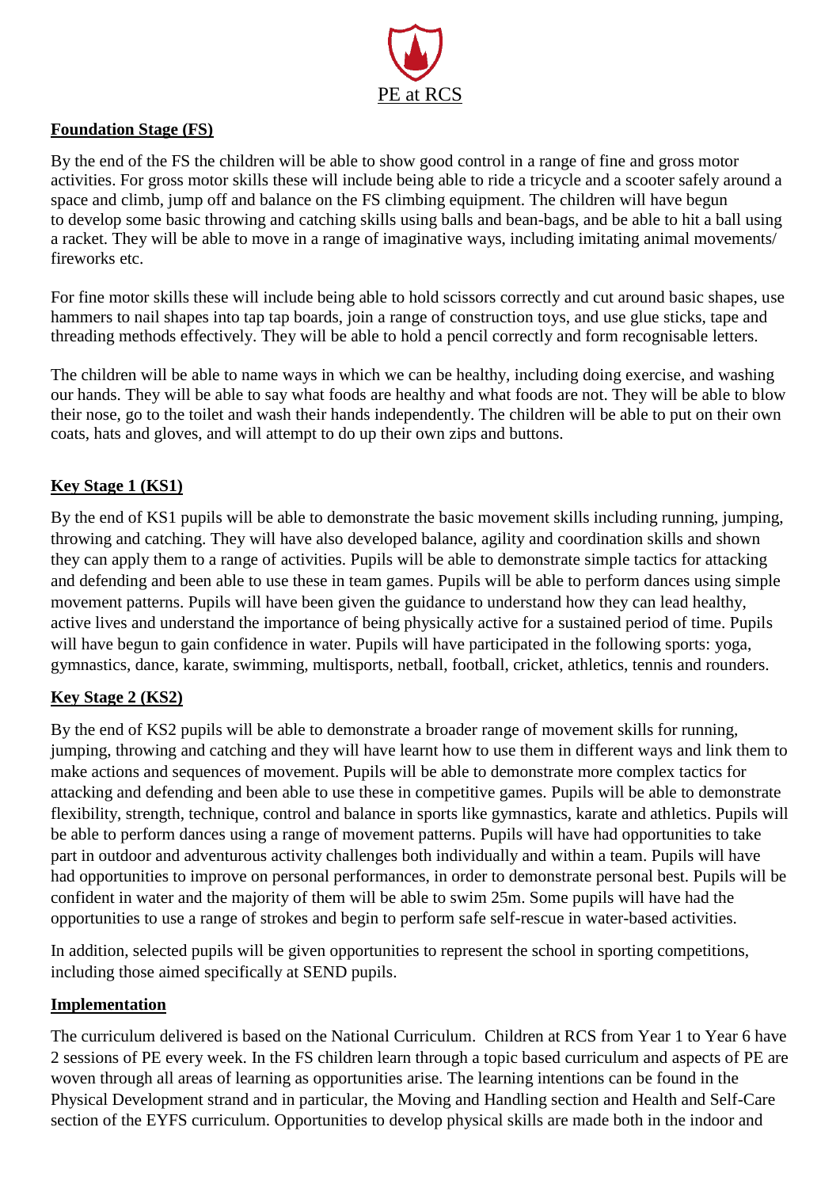# PE at RCS

## Foundation Stage (FS)

By the end of the FS the children will be able to show good control in a range of fine and gross motor activities. For gross motor skills these will include being able to ride a tricycle and a scooter safely around a space and climb, jump off and balance on the FS climbing equipment. The children will have begun to develop some basic throwing and catching skills using balls and bean-bags, and be able to hit a ball using a racket. They will be able to move in a range of imaginative ways, including imitating animal movements/ fireworks etc.

For fine motor skills these will include being able to hold scissors correctly and cut around basic shapes, use hammers to nail shapes into tap tap boards, join a range of construction toys, and use glue sticks, tape and threading methods effectively. They will be able to hold a pencil correctly and form recognisable letters.

The children will be able to name ways in which we can be healthy, including doing exercise, and washing our hands. They will be able to say what foods are healthy and what foods are not. They will be able to blow their nose, go to the toilet and wash their hands independently. The children will be able to put on their own coats, hats and gloves, and will attempt to do up their own zips and buttons.

## Key Stage 1 (KS1)

By the end of KS1 pupils will be able to demonstrate the basic movement skills including running, jumping, throwing and catching. They will have also developed balance, agility and coordination skills and shown they can apply them to a range of activities. Pupils will be able to demonstrate simple tactics for attacking and defending and been able to use these in team games. Pupils will be able to perform dances using simple movement patterns. Pupils will have been given the guidance to understand how they can lead healthy, active lives and understand the importance of being physically active for a sustained period of time. Pupils will have begun to gain confidence in water. Pupils will have participated in the following sports: yoga, gymnastics, dance, karate, swimming, multisports, netball, football, cricket, athletics, tennis and rounders.

## Key Stage 2 (KS2)

By the end of KS2 pupils will be able to demonstrate a broader range of movement skills for running, jumping, throwing and catching and they will have learnt how to use them in different ways and link them to make actions and sequences of movement. Pupils will be able to demonstrate more complex tactics for attacking and defending and been able to use these in competitive games. Pupils will be able to demonstrate flexibility, strength, technique, control and balance in sports like gymnastics, karate and athletics. Pupils will be able to perform dances using a range of movement patterns. Pupils will have had opportunities to take part in outdoor and adventurous activity challenges both individually and within a team. Pupils will have had opportunities to improve on personal performances, in order to demonstrate personal best. Pupils will be confident in water and the majority of them will be able to swim 25m. Some pupils will have had the opportunities to use a range of strokes and begin to perform safe self-rescue in water-based activities.

In addition, selected pupils will be given opportunities to represent the school in sporting competitions, including those aimed specifically at SEND pupils.

## Implementation

The curriculum delivered is based on the National Curriculum. Children at RCS from Year 1 to Year 6 have 2 sessions of PE every week. In the FS children learn through a topic based curriculum and aspects of PE are woven through all areas of learning as opportunities arise. The learning intentions can be found in the Physical Development strand and in particular, the Moving and Handling section and Health and Self-Care section of the EYFS curriculum. Opportunities to develop physical skills are made both in the indoor and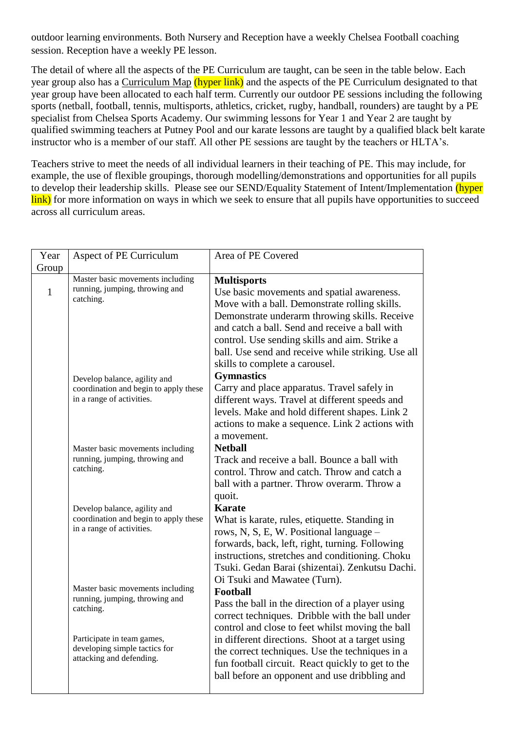outdoor learning environments. Both Nursery and Reception have a weekly Chelsea Football coaching session. Reception have a weekly PE lesson.

The detail of where all the aspects of the PE Curriculum are taught, can be seen in the table below. Each year group also has a Curriculum Map (hyper link) and the aspects of the PE Curriculum designated to that year group have been allocated to each half term. Currently our outdoor PE sessions including the following sports (netball, football, tennis, multisports, athletics, cricket, rugby, handball, rounders) are taught by a PE specialist from Chelsea Sports Academy. Our swimming lessons for Year 1 and Year 2 are taught by qualified swimming teachers at Putney Pool and our karate lessons are taught by a qualified black belt karate instructor who is a member of our staff. All other PE sessions are taught by the teachers or HLTA's.

Teachers strive to meet the needs of all individual learners in their teaching of PE. This may include, for example, the use of flexible groupings, thorough modelling/demonstrations and opportunities for all pupils to develop their leadership skills. Please see our SEND/Equality Statement of Intent/Implementation (hyper link) for more information on ways in which we seek to ensure that all pupils have opportunities to succeed across all curriculum areas.

| Year Group | Aspect of PE Curriculum | Area of PE Covered |
|---|---|---|
| 1 | Master basic movements including running, jumping, throwing and catching. | **Multisports**<br>Use basic movements and spatial awareness. Move with a ball. Demonstrate rolling skills. Demonstrate underarm throwing skills. Receive and catch a ball. Send and receive a ball with control. Use sending skills and aim. Strike a ball. Use send and receive while striking. Use all skills to complete a carousel. |
| | Develop balance, agility and coordination and begin to apply these in a range of activities. | **Gymnastics**<br>Carry and place apparatus. Travel safely in different ways. Travel at different speeds and levels. Make and hold different shapes. Link 2 actions to make a sequence. Link 2 actions with a movement. |
| | Master basic movements including running, jumping, throwing and catching. | **Netball**<br>Track and receive a ball. Bounce a ball with control. Throw and catch. Throw and catch a ball with a partner. Throw overarm. Throw a quoit. |
| | Develop balance, agility and coordination and begin to apply these in a range of activities. | **Karate**<br>What is karate, rules, etiquette. Standing in rows, N, S, E, W. Positional language – forwards, back, left, right, turning. Following instructions, stretches and conditioning. Choku Tsuki. Gedan Barai (shizentai). Zenkutsu Dachi. Oi Tsuki and Mawatee (Turn). |
| | Master basic movements including running, jumping, throwing and catching.<br><br>Participate in team games, developing simple tactics for attacking and defending. | **Football**<br>Pass the ball in the direction of a player using correct techniques. Dribble with the ball under control and close to feet whilst moving the ball in different directions. Shoot at a target using the correct techniques. Use the techniques in a fun football circuit. React quickly to get to the ball before an opponent and use dribbling and |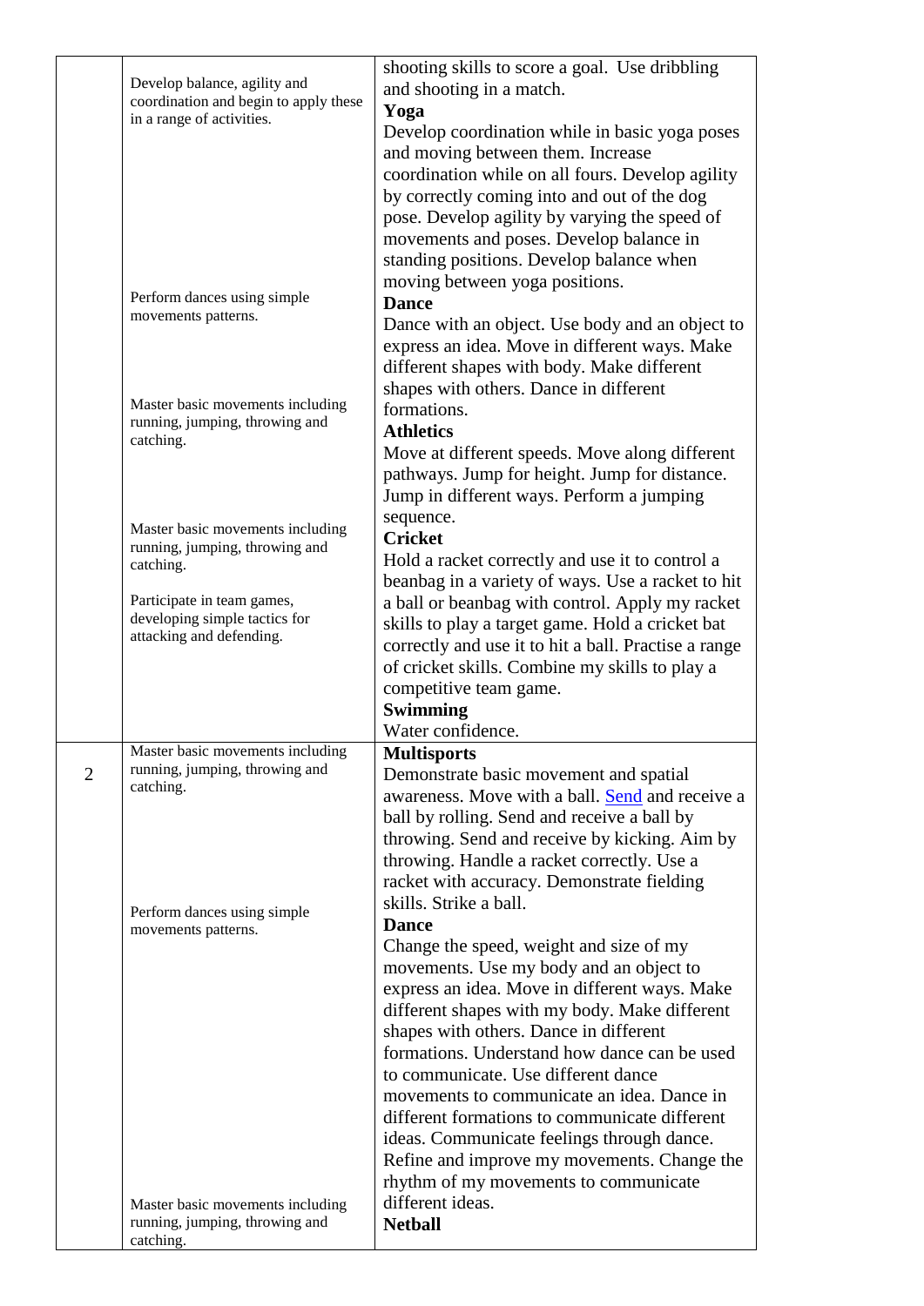| | | |
|---|---|---|
| | Develop balance, agility and coordination and begin to apply these in a range of activities.<br><br>Perform dances using simple movements patterns.<br><br>Master basic movements including running, jumping, throwing and catching.<br><br>Master basic movements including running, jumping, throwing and catching.<br><br>Participate in team games, developing simple tactics for attacking and defending. | shooting skills to score a goal. Use dribbling and shooting in a match.<br>**Yoga**<br>Develop coordination while in basic yoga poses and moving between them. Increase coordination while on all fours. Develop agility by correctly coming into and out of the dog pose. Develop agility by varying the speed of movements and poses. Develop balance in standing positions. Develop balance when moving between yoga positions.<br>**Dance**<br>Dance with an object. Use body and an object to express an idea. Move in different ways. Make different shapes with body. Make different shapes with others. Dance in different formations.<br>**Athletics**<br>Move at different speeds. Move along different pathways. Jump for height. Jump for distance. Jump in different ways. Perform a jumping sequence.<br>**Cricket**<br>Hold a racket correctly and use it to control a beanbag in a variety of ways. Use a racket to hit a ball or beanbag with control. Apply my racket skills to play a target game. Hold a cricket bat correctly and use it to hit a ball. Practise a range of cricket skills. Combine my skills to play a competitive team game.<br>**Swimming**<br>Water confidence. |
| 2 | Master basic movements including running, jumping, throwing and catching.<br><br>Perform dances using simple movements patterns.<br><br>Master basic movements including running, jumping, throwing and catching. | **Multisports**<br>Demonstrate basic movement and spatial awareness. Move with a ball. Send and receive a ball by rolling. Send and receive a ball by throwing. Send and receive by kicking. Aim by throwing. Handle a racket correctly. Use a racket with accuracy. Demonstrate fielding skills. Strike a ball.<br>**Dance**<br>Change the speed, weight and size of my movements. Use my body and an object to express an idea. Move in different ways. Make different shapes with my body. Make different shapes with others. Dance in different formations. Understand how dance can be used to communicate. Use different dance movements to communicate an idea. Dance in different formations to communicate different ideas. Communicate feelings through dance. Refine and improve my movements. Change the rhythm of my movements to communicate different ideas.<br>**Netball** |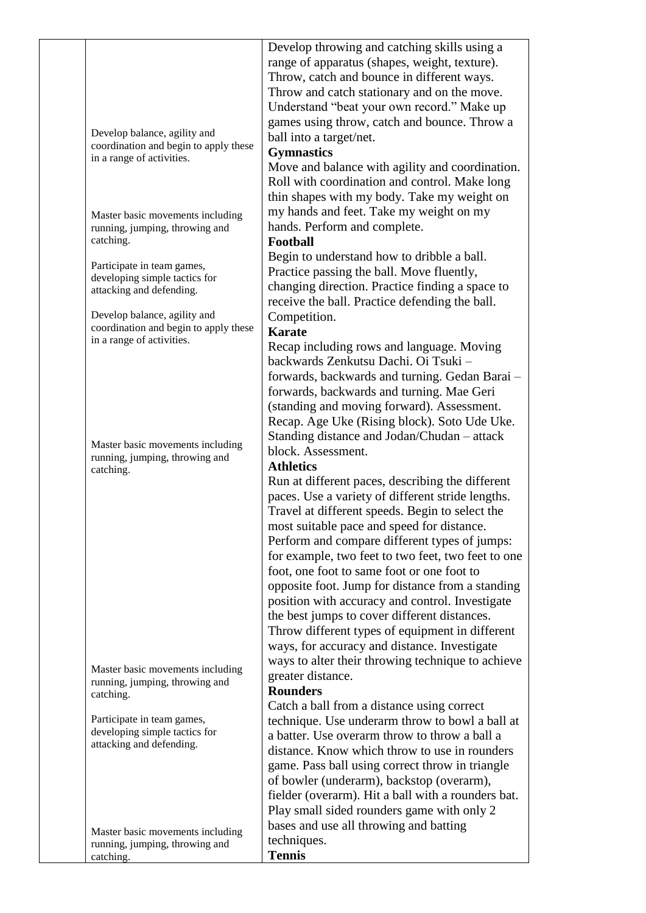| | | |
|---|---|---|
| | Develop balance, agility and coordination and begin to apply these in a range of activities. | Develop throwing and catching skills using a range of apparatus (shapes, weight, texture). Throw, catch and bounce in different ways. Throw and catch stationary and on the move. Understand "beat your own record." Make up games using throw, catch and bounce. Throw a ball into a target/net. |
| | Master basic movements including running, jumping, throwing and catching. | **Gymnastics**<br>Move and balance with agility and coordination. Roll with coordination and control. Make long thin shapes with my body. Take my weight on my hands and feet. Take my weight on my hands. Perform and complete. |
| | Participate in team games, developing simple tactics for attacking and defending. | **Football**<br>Begin to understand how to dribble a ball. Practice passing the ball. Move fluently, changing direction. Practice finding a space to receive the ball. Practice defending the ball. Competition. |
| | Develop balance, agility and coordination and begin to apply these in a range of activities. | **Karate**<br>Recap including rows and language. Moving backwards Zenkutsu Dachi. Oi Tsuki – forwards, backwards and turning. Gedan Barai – forwards, backwards and turning. Mae Geri (standing and moving forward). Assessment. Recap. Age Uke (Rising block). Soto Ude Uke. Standing distance and Jodan/Chudan – attack block. Assessment. |
| | Master basic movements including running, jumping, throwing and catching. | **Athletics**<br>Run at different paces, describing the different paces. Use a variety of different stride lengths. Travel at different speeds. Begin to select the most suitable pace and speed for distance. Perform and compare different types of jumps: for example, two feet to two feet, two feet to one foot, one foot to same foot or one foot to opposite foot. Jump for distance from a standing position with accuracy and control. Investigate the best jumps to cover different distances. Throw different types of equipment in different ways, for accuracy and distance. Investigate ways to alter their throwing technique to achieve greater distance. |
| | Master basic movements including running, jumping, throwing and catching.<br><br>Participate in team games, developing simple tactics for attacking and defending. | **Rounders**<br>Catch a ball from a distance using correct technique. Use underarm throw to bowl a ball at a batter. Use overarm throw to throw a ball a distance. Know which throw to use in rounders game. Pass ball using correct throw in triangle of bowler (underarm), backstop (overarm), fielder (overarm). Hit a ball with a rounders bat. Play small sided rounders game with only 2 bases and use all throwing and batting techniques. |
| | Master basic movements including running, jumping, throwing and catching. | **Tennis** |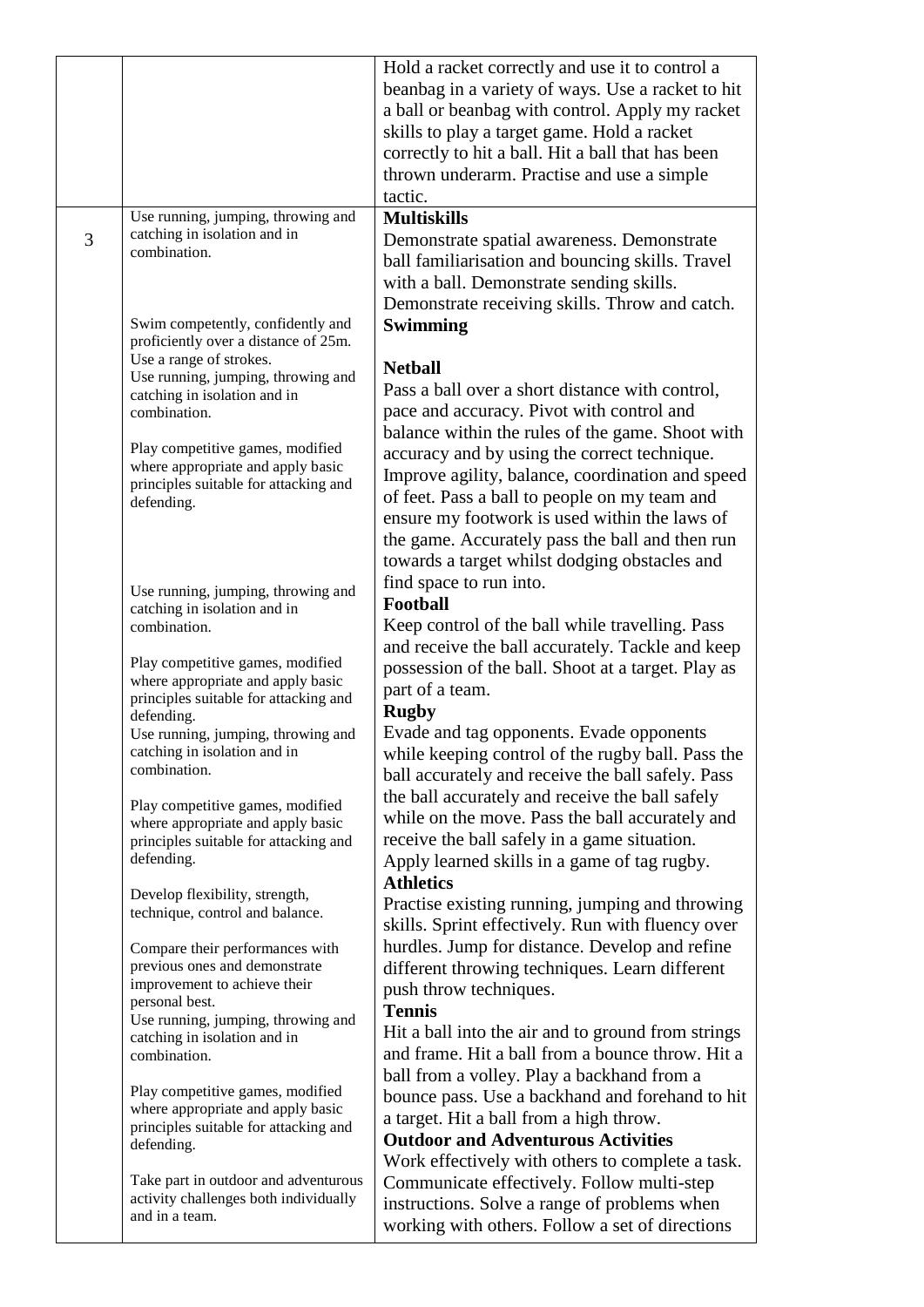| | | |
|---|---|---|
| | | Hold a racket correctly and use it to control a beanbag in a variety of ways. Use a racket to hit a ball or beanbag with control. Apply my racket skills to play a target game. Hold a racket correctly to hit a ball. Hit a ball that has been thrown underarm. Practise and use a simple tactic. |
| 3 | Use running, jumping, throwing and catching in isolation and in combination.<br><br>Swim competently, confidently and proficiently over a distance of 25m. Use a range of strokes.<br>Use running, jumping, throwing and catching in isolation and in combination.<br><br>Play competitive games, modified where appropriate and apply basic principles suitable for attacking and defending.<br><br>Use running, jumping, throwing and catching in isolation and in combination.<br><br>Play competitive games, modified where appropriate and apply basic principles suitable for attacking and defending.<br>Use running, jumping, throwing and catching in isolation and in combination.<br><br>Play competitive games, modified where appropriate and apply basic principles suitable for attacking and defending.<br><br>Develop flexibility, strength, technique, control and balance.<br><br>Compare their performances with previous ones and demonstrate improvement to achieve their personal best.<br>Use running, jumping, throwing and catching in isolation and in combination.<br><br>Play competitive games, modified where appropriate and apply basic principles suitable for attacking and defending.<br><br>Take part in outdoor and adventurous activity challenges both individually and in a team. | **Multiskills**<br>Demonstrate spatial awareness. Demonstrate ball familiarisation and bouncing skills. Travel with a ball. Demonstrate sending skills. Demonstrate receiving skills. Throw and catch.<br>**Swimming**<br><br>**Netball**<br>Pass a ball over a short distance with control, pace and accuracy. Pivot with control and balance within the rules of the game. Shoot with accuracy and by using the correct technique. Improve agility, balance, coordination and speed of feet. Pass a ball to people on my team and ensure my footwork is used within the laws of the game. Accurately pass the ball and then run towards a target whilst dodging obstacles and find space to run into.<br>**Football**<br>Keep control of the ball while travelling. Pass and receive the ball accurately. Tackle and keep possession of the ball. Shoot at a target. Play as part of a team.<br>**Rugby**<br>Evade and tag opponents. Evade opponents while keeping control of the rugby ball. Pass the ball accurately and receive the ball safely. Pass the ball accurately and receive the ball safely while on the move. Pass the ball accurately and receive the ball safely in a game situation. Apply learned skills in a game of tag rugby.<br>**Athletics**<br>Practise existing running, jumping and throwing skills. Sprint effectively. Run with fluency over hurdles. Jump for distance. Develop and refine different throwing techniques. Learn different push throw techniques.<br>**Tennis**<br>Hit a ball into the air and to ground from strings and frame. Hit a ball from a bounce throw. Hit a ball from a volley. Play a backhand from a bounce pass. Use a backhand and forehand to hit a target. Hit a ball from a high throw.<br>**Outdoor and Adventurous Activities**<br>Work effectively with others to complete a task. Communicate effectively. Follow multi-step instructions. Solve a range of problems when working with others. Follow a set of directions |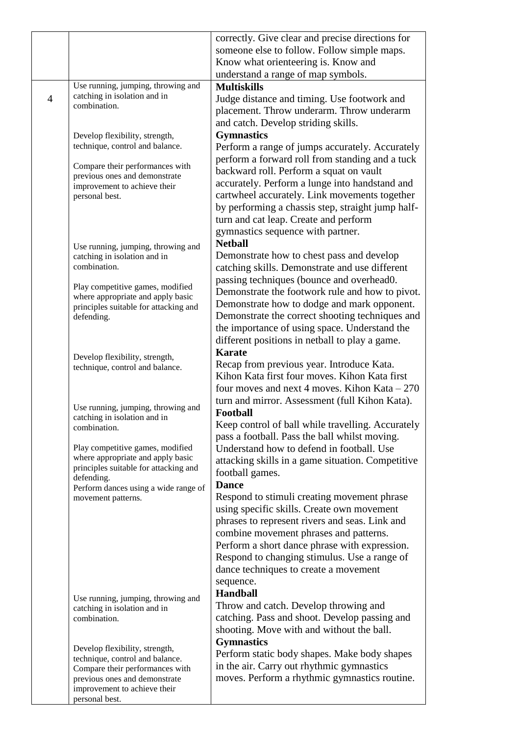| | | |
|---|---|---|
| | | correctly. Give clear and precise directions for someone else to follow. Follow simple maps. Know what orienteering is. Know and understand a range of map symbols. |
| 4 | Use running, jumping, throwing and catching in isolation and in combination.<br><br>Develop flexibility, strength, technique, control and balance.<br><br>Compare their performances with previous ones and demonstrate improvement to achieve their personal best.<br><br>Use running, jumping, throwing and catching in isolation and in combination.<br><br>Play competitive games, modified where appropriate and apply basic principles suitable for attacking and defending.<br><br>Develop flexibility, strength, technique, control and balance.<br><br>Use running, jumping, throwing and catching in isolation and in combination.<br><br>Play competitive games, modified where appropriate and apply basic principles suitable for attacking and defending.<br>Perform dances using a wide range of movement patterns.<br><br>Use running, jumping, throwing and catching in isolation and in combination.<br><br>Develop flexibility, strength, technique, control and balance.<br>Compare their performances with previous ones and demonstrate improvement to achieve their personal best. | **Multiskills**<br>Judge distance and timing. Use footwork and placement. Throw underarm. Throw underarm and catch. Develop striding skills.<br>**Gymnastics**<br>Perform a range of jumps accurately. Accurately perform a forward roll from standing and a tuck backward roll. Perform a squat on vault accurately. Perform a lunge into handstand and cartwheel accurately. Link movements together by performing a chassis step, straight jump half-turn and cat leap. Create and perform gymnastics sequence with partner.<br>**Netball**<br>Demonstrate how to chest pass and develop catching skills. Demonstrate and use different passing techniques (bounce and overhead0. Demonstrate the footwork rule and how to pivot. Demonstrate how to dodge and mark opponent. Demonstrate the correct shooting techniques and the importance of using space. Understand the different positions in netball to play a game.<br>**Karate**<br>Recap from previous year. Introduce Kata. Kihon Kata first four moves. Kihon Kata first four moves and next 4 moves. Kihon Kata – 270 turn and mirror. Assessment (full Kihon Kata).<br>**Football**<br>Keep control of ball while travelling. Accurately pass a football. Pass the ball whilst moving. Understand how to defend in football. Use attacking skills in a game situation. Competitive football games.<br>**Dance**<br>Respond to stimuli creating movement phrase using specific skills. Create own movement phrases to represent rivers and seas. Link and combine movement phrases and patterns. Perform a short dance phrase with expression. Respond to changing stimulus. Use a range of dance techniques to create a movement sequence.<br>**Handball**<br>Throw and catch. Develop throwing and catching. Pass and shoot. Develop passing and shooting. Move with and without the ball.<br>**Gymnastics**<br>Perform static body shapes. Make body shapes in the air. Carry out rhythmic gymnastics moves. Perform a rhythmic gymnastics routine. |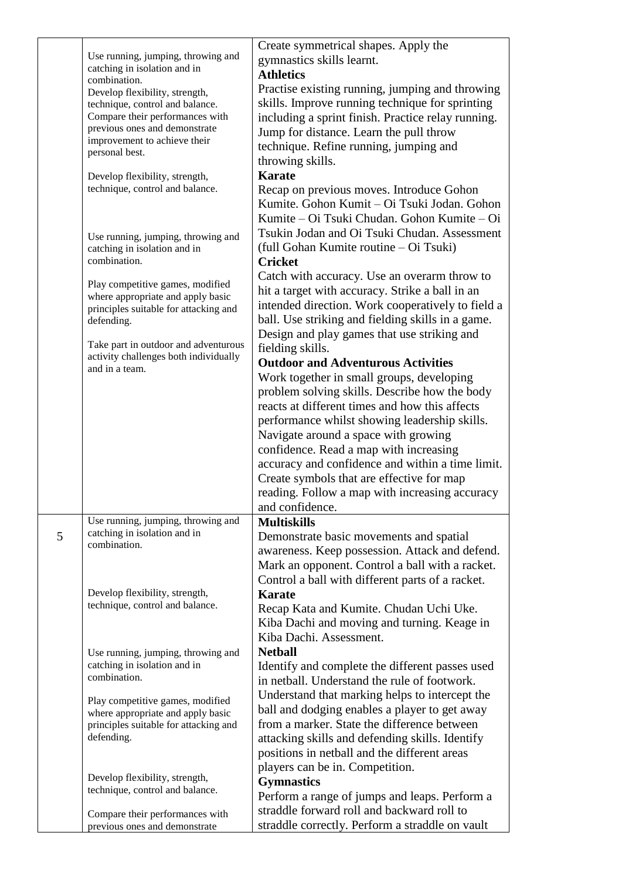| | | |
|---|---|---|
| | Use running, jumping, throwing and catching in isolation and in combination.<br>Develop flexibility, strength, technique, control and balance.<br>Compare their performances with previous ones and demonstrate improvement to achieve their personal best.<br><br>Develop flexibility, strength, technique, control and balance.<br><br>Use running, jumping, throwing and catching in isolation and in combination.<br><br>Play competitive games, modified where appropriate and apply basic principles suitable for attacking and defending.<br><br>Take part in outdoor and adventurous activity challenges both individually and in a team. | Create symmetrical shapes. Apply the gymnastics skills learnt.<br>**Athletics**<br>Practise existing running, jumping and throwing skills. Improve running technique for sprinting including a sprint finish. Practice relay running. Jump for distance. Learn the pull throw technique. Refine running, jumping and throwing skills.<br>**Karate**<br>Recap on previous moves. Introduce Gohon Kumite. Gohon Kumit – Oi Tsuki Jodan. Gohon Kumite – Oi Tsuki Chudan. Gohon Kumite – Oi Tsukin Jodan and Oi Tsuki Chudan. Assessment (full Gohan Kumite routine – Oi Tsuki)<br>**Cricket**<br>Catch with accuracy. Use an overarm throw to hit a target with accuracy. Strike a ball in an intended direction. Work cooperatively to field a ball. Use striking and fielding skills in a game. Design and play games that use striking and fielding skills.<br>**Outdoor and Adventurous Activities**<br>Work together in small groups, developing problem solving skills. Describe how the body reacts at different times and how this affects performance whilst showing leadership skills. Navigate around a space with growing confidence. Read a map with increasing accuracy and confidence and within a time limit. Create symbols that are effective for map reading. Follow a map with increasing accuracy and confidence. |
| 5 | Use running, jumping, throwing and catching in isolation and in combination.<br><br>Develop flexibility, strength, technique, control and balance.<br><br>Use running, jumping, throwing and catching in isolation and in combination.<br><br>Play competitive games, modified where appropriate and apply basic principles suitable for attacking and defending.<br><br>Develop flexibility, strength, technique, control and balance.<br><br>Compare their performances with previous ones and demonstrate | **Multiskills**<br>Demonstrate basic movements and spatial awareness. Keep possession. Attack and defend. Mark an opponent. Control a ball with a racket. Control a ball with different parts of a racket.<br>**Karate**<br>Recap Kata and Kumite. Chudan Uchi Uke. Kiba Dachi and moving and turning. Keage in Kiba Dachi. Assessment.<br>**Netball**<br>Identify and complete the different passes used in netball. Understand the rule of footwork. Understand that marking helps to intercept the ball and dodging enables a player to get away from a marker. State the difference between attacking skills and defending skills. Identify positions in netball and the different areas players can be in. Competition.<br>**Gymnastics**<br>Perform a range of jumps and leaps. Perform a straddle forward roll and backward roll to straddle correctly. Perform a straddle on vault |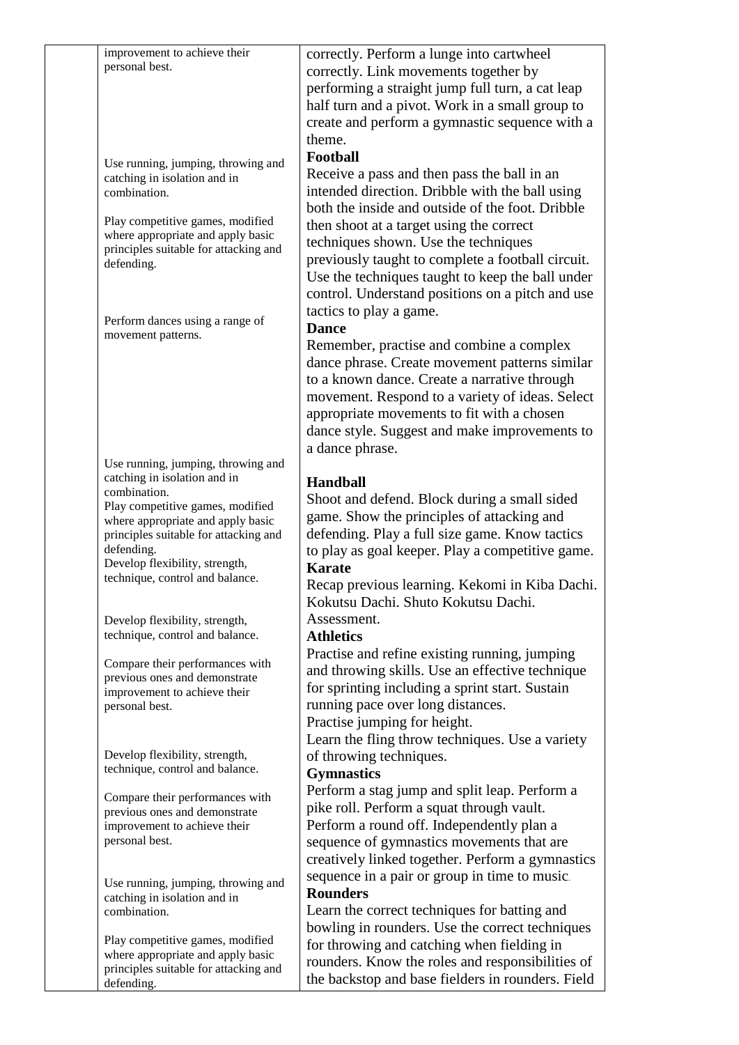| | | |
|---|---|---|
| | improvement to achieve their personal best. | correctly. Perform a lunge into cartwheel correctly. Link movements together by performing a straight jump full turn, a cat leap half turn and a pivot. Work in a small group to create and perform a gymnastic sequence with a theme. |
| | Use running, jumping, throwing and catching in isolation and in combination.<br><br>Play competitive games, modified where appropriate and apply basic principles suitable for attacking and defending. | **Football**<br>Receive a pass and then pass the ball in an intended direction. Dribble with the ball using both the inside and outside of the foot. Dribble then shoot at a target using the correct techniques shown. Use the techniques previously taught to complete a football circuit. Use the techniques taught to keep the ball under control. Understand positions on a pitch and use tactics to play a game. |
| | Perform dances using a range of movement patterns. | **Dance**<br>Remember, practise and combine a complex dance phrase. Create movement patterns similar to a known dance. Create a narrative through movement. Respond to a variety of ideas. Select appropriate movements to fit with a chosen dance style. Suggest and make improvements to a dance phrase. |
| | Use running, jumping, throwing and catching in isolation and in combination.<br>Play competitive games, modified where appropriate and apply basic principles suitable for attacking and defending.<br>Develop flexibility, strength, technique, control and balance. | **Handball**<br>Shoot and defend. Block during a small sided game. Show the principles of attacking and defending. Play a full size game. Know tactics to play as goal keeper. Play a competitive game.<br>**Karate**<br>Recap previous learning. Kekomi in Kiba Dachi. Kokutsu Dachi. Shuto Kokutsu Dachi. Assessment. |
| | Develop flexibility, strength, technique, control and balance.<br><br>Compare their performances with previous ones and demonstrate improvement to achieve their personal best. | **Athletics**<br>Practise and refine existing running, jumping and throwing skills. Use an effective technique for sprinting including a sprint start. Sustain running pace over long distances.<br>Practise jumping for height.<br>Learn the fling throw techniques. Use a variety of throwing techniques. |
| | Develop flexibility, strength, technique, control and balance.<br><br>Compare their performances with previous ones and demonstrate improvement to achieve their personal best. | **Gymnastics**<br>Perform a stag jump and split leap. Perform a pike roll. Perform a squat through vault. Perform a round off. Independently plan a sequence of gymnastics movements that are creatively linked together. Perform a gymnastics sequence in a pair or group in time to music. |
| | Use running, jumping, throwing and catching in isolation and in combination.<br><br>Play competitive games, modified where appropriate and apply basic principles suitable for attacking and defending. | **Rounders**<br>Learn the correct techniques for batting and bowling in rounders. Use the correct techniques for throwing and catching when fielding in rounders. Know the roles and responsibilities of the backstop and base fielders in rounders. Field |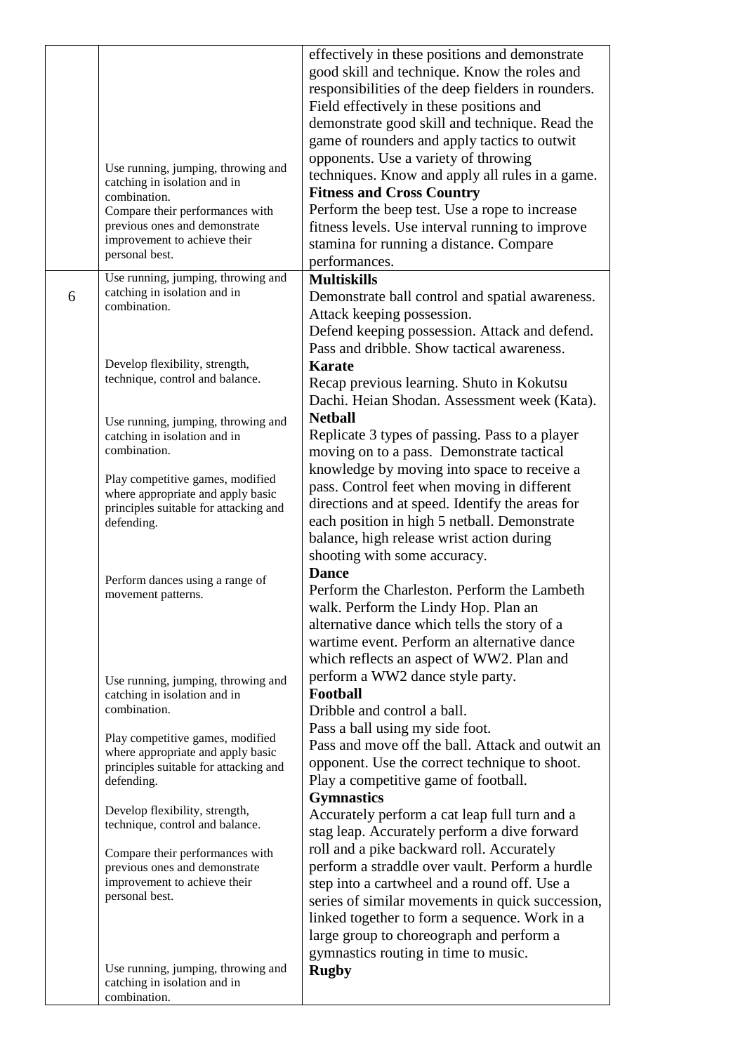| | | |
|---|---|---|
| | Use running, jumping, throwing and catching in isolation and in combination.<br>Compare their performances with previous ones and demonstrate improvement to achieve their personal best. | effectively in these positions and demonstrate good skill and technique. Know the roles and responsibilities of the deep fielders in rounders. Field effectively in these positions and demonstrate good skill and technique. Read the game of rounders and apply tactics to outwit opponents. Use a variety of throwing techniques. Know and apply all rules in a game.<br>**Fitness and Cross Country**<br>Perform the beep test. Use a rope to increase fitness levels. Use interval running to improve stamina for running a distance. Compare performances. |
| 6 | Use running, jumping, throwing and catching in isolation and in combination.<br><br>Develop flexibility, strength, technique, control and balance.<br><br>Use running, jumping, throwing and catching in isolation and in combination.<br><br>Play competitive games, modified where appropriate and apply basic principles suitable for attacking and defending.<br><br>Perform dances using a range of movement patterns.<br><br>Use running, jumping, throwing and catching in isolation and in combination.<br><br>Play competitive games, modified where appropriate and apply basic principles suitable for attacking and defending.<br><br>Develop flexibility, strength, technique, control and balance.<br><br>Compare their performances with previous ones and demonstrate improvement to achieve their personal best.<br><br>Use running, jumping, throwing and catching in isolation and in combination. | **Multiskills**<br>Demonstrate ball control and spatial awareness. Attack keeping possession.<br>Defend keeping possession. Attack and defend. Pass and dribble. Show tactical awareness.<br>**Karate**<br>Recap previous learning. Shuto in Kokutsu Dachi. Heian Shodan. Assessment week (Kata).<br>**Netball**<br>Replicate 3 types of passing. Pass to a player moving on to a pass. Demonstrate tactical knowledge by moving into space to receive a pass. Control feet when moving in different directions and at speed. Identify the areas for each position in high 5 netball. Demonstrate balance, high release wrist action during shooting with some accuracy.<br>**Dance**<br>Perform the Charleston. Perform the Lambeth walk. Perform the Lindy Hop. Plan an alternative dance which tells the story of a wartime event. Perform an alternative dance which reflects an aspect of WW2. Plan and perform a WW2 dance style party.<br>**Football**<br>Dribble and control a ball.<br>Pass a ball using my side foot.<br>Pass and move off the ball. Attack and outwit an opponent. Use the correct technique to shoot. Play a competitive game of football.<br>**Gymnastics**<br>Accurately perform a cat leap full turn and a stag leap. Accurately perform a dive forward roll and a pike backward roll. Accurately perform a straddle over vault. Perform a hurdle step into a cartwheel and a round off. Use a series of similar movements in quick succession, linked together to form a sequence. Work in a large group to choreograph and perform a gymnastics routing in time to music.<br>**Rugby** |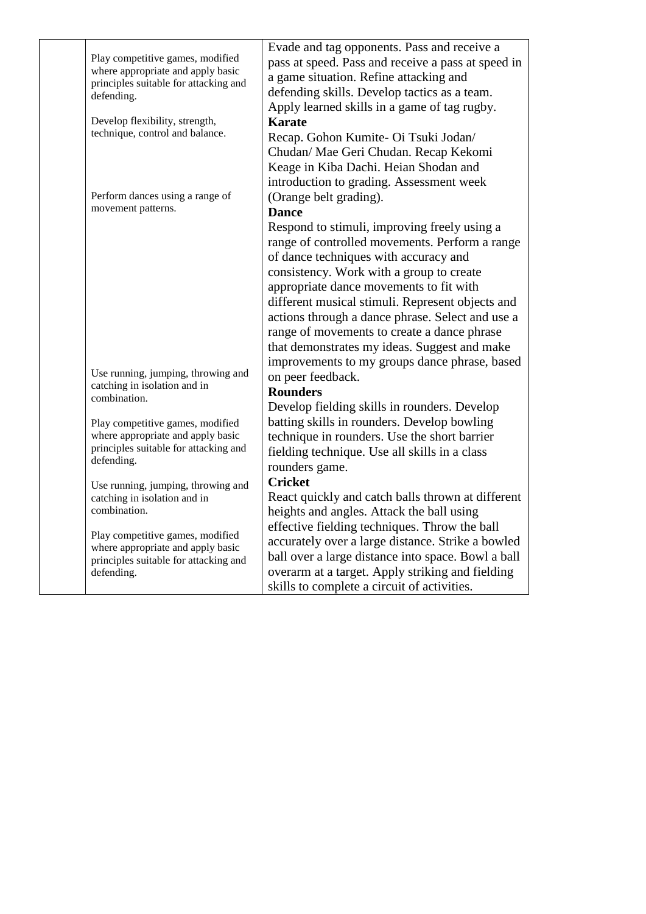| | | |
|---|---|---|
| | Play competitive games, modified where appropriate and apply basic principles suitable for attacking and defending.<br><br>Develop flexibility, strength, technique, control and balance.<br><br>Perform dances using a range of movement patterns.<br><br>Use running, jumping, throwing and catching in isolation and in combination.<br><br>Play competitive games, modified where appropriate and apply basic principles suitable for attacking and defending.<br><br>Use running, jumping, throwing and catching in isolation and in combination.<br><br>Play competitive games, modified where appropriate and apply basic principles suitable for attacking and defending. | Evade and tag opponents. Pass and receive a pass at speed. Pass and receive a pass at speed in a game situation. Refine attacking and defending skills. Develop tactics as a team. Apply learned skills in a game of tag rugby.<br>**Karate**<br>Recap. Gohon Kumite- Oi Tsuki Jodan/ Chudan/ Mae Geri Chudan. Recap Kekomi Keage in Kiba Dachi. Heian Shodan and introduction to grading. Assessment week (Orange belt grading).<br>**Dance**<br>Respond to stimuli, improving freely using a range of controlled movements. Perform a range of dance techniques with accuracy and consistency. Work with a group to create appropriate dance movements to fit with different musical stimuli. Represent objects and actions through a dance phrase. Select and use a range of movements to create a dance phrase that demonstrates my ideas. Suggest and make improvements to my groups dance phrase, based on peer feedback.<br>**Rounders**<br>Develop fielding skills in rounders. Develop batting skills in rounders. Develop bowling technique in rounders. Use the short barrier fielding technique. Use all skills in a class rounders game.<br>**Cricket**<br>React quickly and catch balls thrown at different heights and angles. Attack the ball using effective fielding techniques. Throw the ball accurately over a large distance. Strike a bowled ball over a large distance into space. Bowl a ball overarm at a target. Apply striking and fielding skills to complete a circuit of activities. |